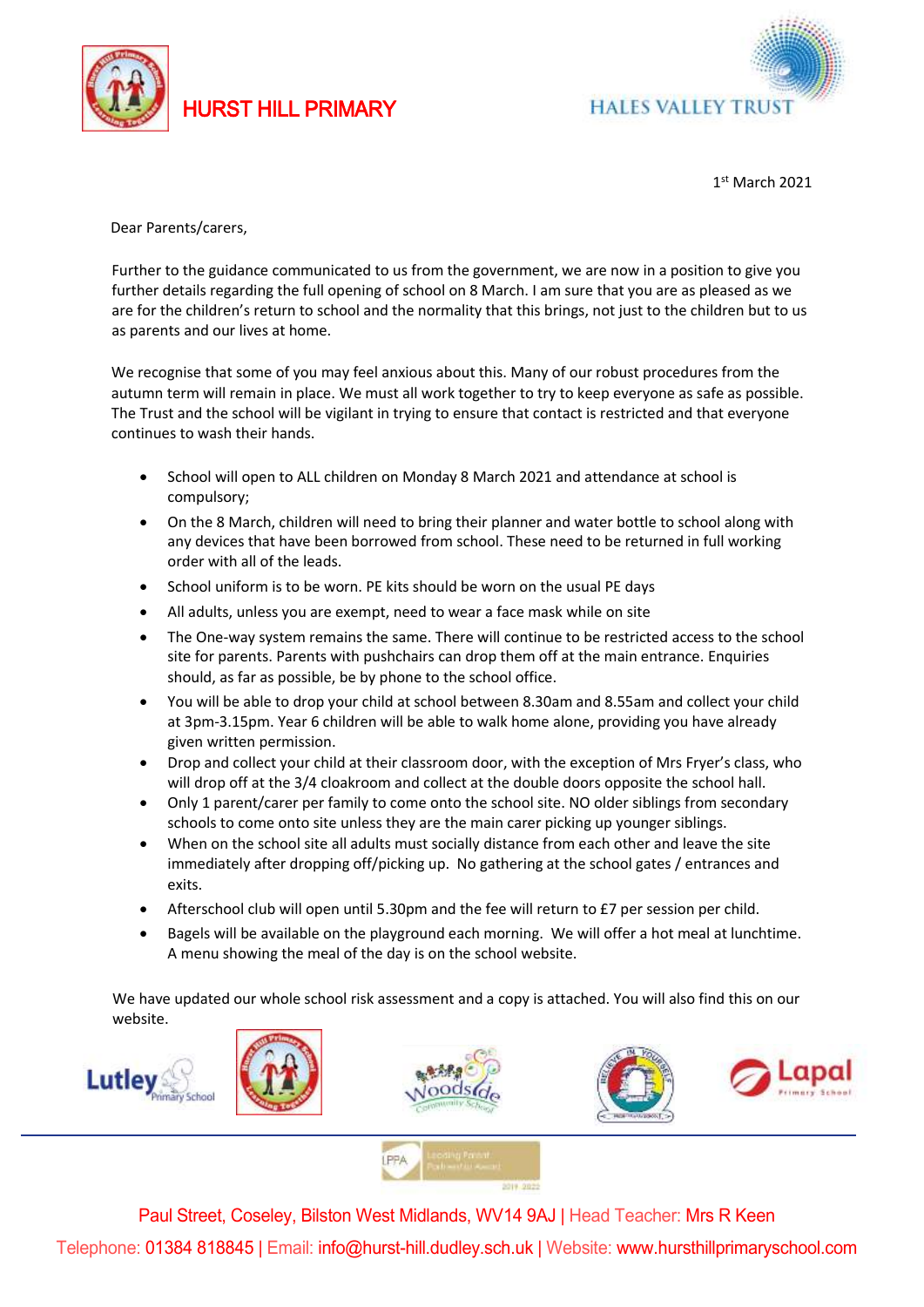# HURST HILL PRIMARY

HALES VALLEY TRUST

1st March 2021

Dear Parents/carers,

Further to the guidance communicated to us from the government, we are now in a position to give you further details regarding the full opening of school on 8 March. I am sure that you are as pleased as we are for the children's return to school and the normality that this brings, not just to the children but to us as parents and our lives at home.

We recognise that some of you may feel anxious about this. Many of our robust procedures from the autumn term will remain in place. We must all work together to try to keep everyone as safe as possible. The Trust and the school will be vigilant in trying to ensure that contact is restricted and that everyone continues to wash their hands.

- School will open to ALL children on Monday 8 March 2021 and attendance at school is compulsory;
- On the 8 March, children will need to bring their planner and water bottle to school along with any devices that have been borrowed from school. These need to be returned in full working order with all of the leads.
- School uniform is to be worn. PE kits should be worn on the usual PE days
- All adults, unless you are exempt, need to wear a face mask while on site
- The One-way system remains the same. There will continue to be restricted access to the school site for parents. Parents with pushchairs can drop them off at the main entrance. Enquiries should, as far as possible, be by phone to the school office.
- You will be able to drop your child at school between 8.30am and 8.55am and collect your child at 3pm-3.15pm. Year 6 children will be able to walk home alone, providing you have already given written permission.
- Drop and collect your child at their classroom door, with the exception of Mrs Fryer's class, who will drop off at the 3/4 cloakroom and collect at the double doors opposite the school hall.
- Only 1 parent/carer per family to come onto the school site. NO older siblings from secondary schools to come onto site unless they are the main carer picking up younger siblings.
- When on the school site all adults must socially distance from each other and leave the site immediately after dropping off/picking up. No gathering at the school gates / entrances and exits.
- Afterschool club will open until 5.30pm and the fee will return to £7 per session per child.
- Bagels will be available on the playground each morning. We will offer a hot meal at lunchtime. A menu showing the meal of the day is on the school website.

We have updated our whole school risk assessment and a copy is attached. You will also find this on our website.

Paul Street, Coseley, Bilston West Midlands, WV14 9AJ | Head Teacher: Mrs R Keen

Telephone: 01384 818845 | Email: info@hurst-hill.dudley.sch.uk | Website: www.hursthillprimaryschool.com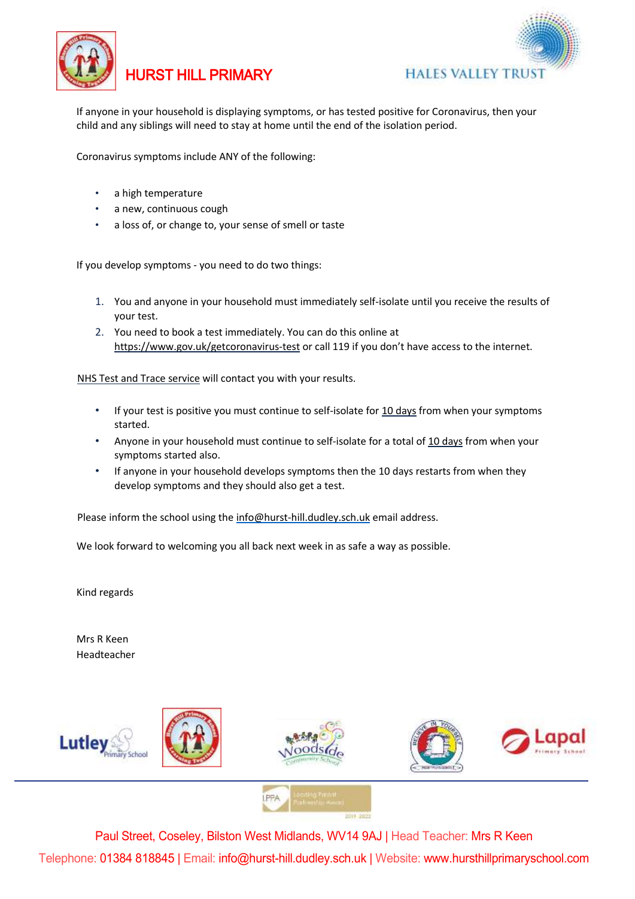# HURST HILL PRIMARY

HALES VALLEY TRUST

If anyone in your household is displaying symptoms, or has tested positive for Coronavirus, then your child and any siblings will need to stay at home until the end of the isolation period.

Coronavirus symptoms include ANY of the following:

- a high temperature
- a new, continuous cough
- a loss of, or change to, your sense of smell or taste

If you develop symptoms - you need to do two things:

1. You and anyone in your household must immediately self-isolate until you receive the results of your test.
2. You need to book a test immediately. You can do this online at https://www.gov.uk/getcoronavirus-test or call 119 if you don't have access to the internet.

NHS Test and Trace service will contact you with your results.

- If your test is positive you must continue to self-isolate for 10 days from when your symptoms started.
- Anyone in your household must continue to self-isolate for a total of 10 days from when your symptoms started also.
- If anyone in your household develops symptoms then the 10 days restarts from when they develop symptoms and they should also get a test.

Please inform the school using the info@hurst-hill.dudley.sch.uk email address.

We look forward to welcoming you all back next week in as safe a way as possible.

Kind regards

Mrs R Keen
Headteacher

Paul Street, Coseley, Bilston West Midlands, WV14 9AJ | Head Teacher: Mrs R Keen
Telephone: 01384 818845 | Email: info@hurst-hill.dudley.sch.uk | Website: www.hursthillprimaryschool.com